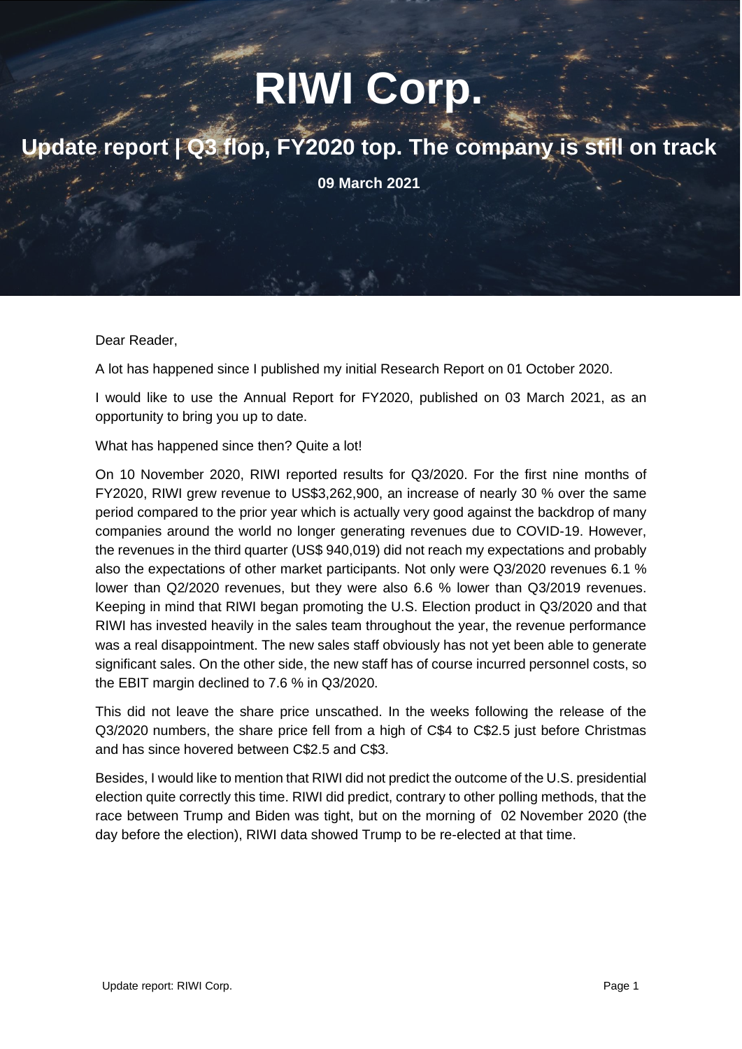# RIWI Corp.

## Update report | Q3 flop, FY2020 top. The company is still on track

**09 March 2021**

Dear Reader,

A lot has happened since I published my initial Research Report on 01 October 2020.

I would like to use the Annual Report for FY2020, published on 03 March 2021, as an opportunity to bring you up to date.

What has happened since then? Quite a lot!

On 10 November 2020, RIWI reported results for Q3/2020. For the first nine months of FY2020, RIWI grew revenue to US$3,262,900, an increase of nearly 30 % over the same period compared to the prior year which is actually very good against the backdrop of many companies around the world no longer generating revenues due to COVID-19. However, the revenues in the third quarter (US$ 940,019) did not reach my expectations and probably also the expectations of other market participants. Not only were Q3/2020 revenues 6.1 % lower than Q2/2020 revenues, but they were also 6.6 % lower than Q3/2019 revenues. Keeping in mind that RIWI began promoting the U.S. Election product in Q3/2020 and that RIWI has invested heavily in the sales team throughout the year, the revenue performance was a real disappointment. The new sales staff obviously has not yet been able to generate significant sales. On the other side, the new staff has of course incurred personnel costs, so the EBIT margin declined to 7.6 % in Q3/2020.

This did not leave the share price unscathed. In the weeks following the release of the Q3/2020 numbers, the share price fell from a high of C$4 to C$2.5 just before Christmas and has since hovered between C$2.5 and C$3.

Besides, I would like to mention that RIWI did not predict the outcome of the U.S. presidential election quite correctly this time. RIWI did predict, contrary to other polling methods, that the race between Trump and Biden was tight, but on the morning of 02 November 2020 (the day before the election), RIWI data showed Trump to be re-elected at that time.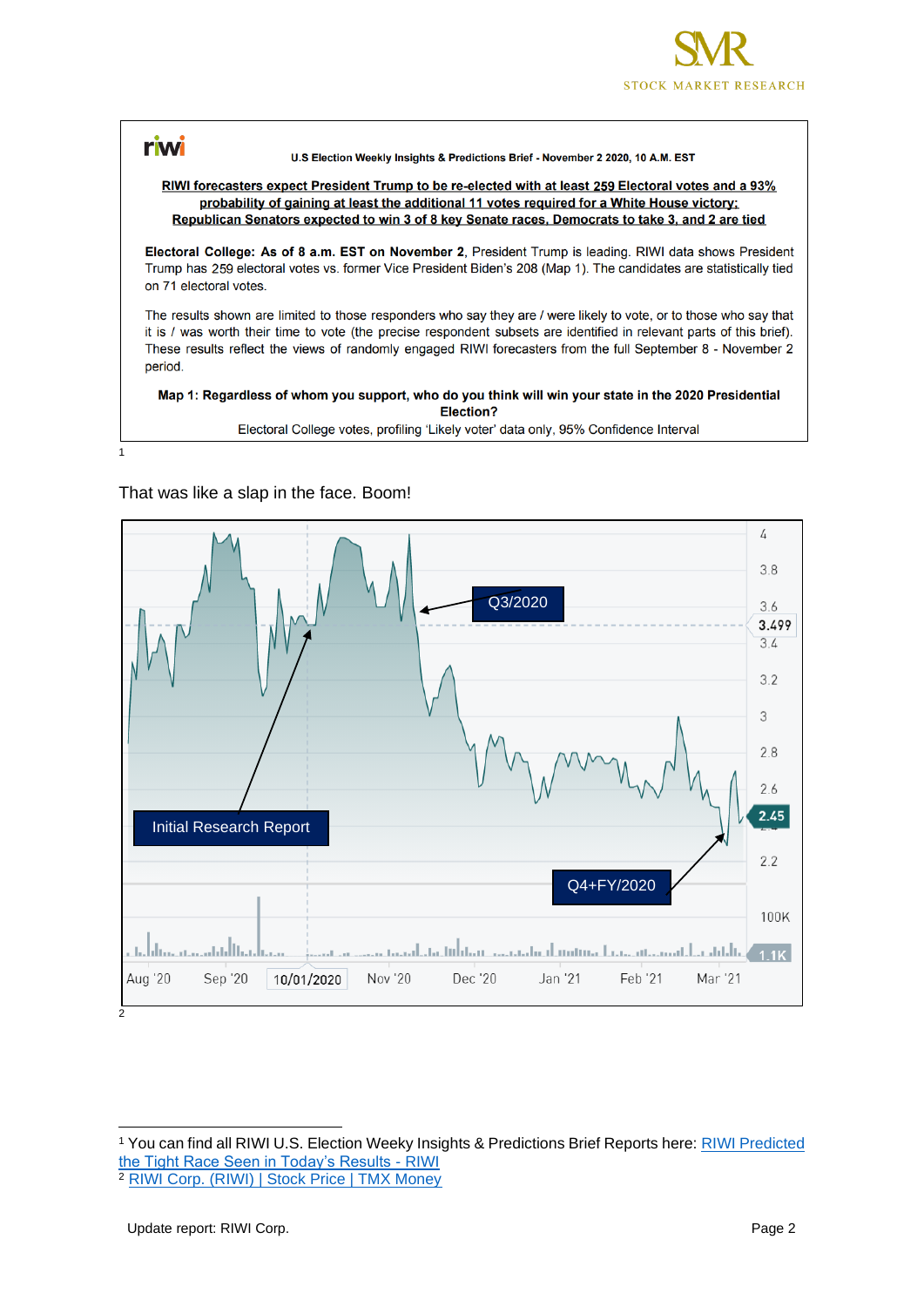riwi

U.S Election Weekly Insights & Predictions Brief - November 2 2020, 10 A.M. EST

**RIWI forecasters expect President Trump to be re-elected with at least 259 Electoral votes and a 93% probability of gaining at least the additional 11 votes required for a White House victory; Republican Senators expected to win 3 of 8 key Senate races, Democrats to take 3, and 2 are tied**

**Electoral College: As of 8 a.m. EST on November 2**, President Trump is leading. RIWI data shows President Trump has 259 electoral votes vs. former Vice President Biden's 208 (Map 1). The candidates are statistically tied on 71 electoral votes.

The results shown are limited to those responders who say they are / were likely to vote, or to those who say that it is / was worth their time to vote (the precise respondent subsets are identified in relevant parts of this brief). These results reflect the views of randomly engaged RIWI forecasters from the full September 8 - November 2 period.

**Map 1: Regardless of whom you support, who do you think will win your state in the 2020 Presidential Election?**

Electoral College votes, profiling 'Likely voter' data only, 95% Confidence Interval

[1]

That was like a slap in the face. Boom!

[2]

---

[1] You can find all RIWI U.S. Election Weeky Insights & Predictions Brief Reports here: [RIWI Predicted the Tight Race Seen in Today's Results - RIWI](RIWI Predicted the Tight Race Seen in Today's Results - RIWI)

[2] [RIWI Corp. (RIWI) | Stock Price | TMX Money](RIWI Corp. (RIWI) | Stock Price | TMX Money)

Update report: RIWI Corp.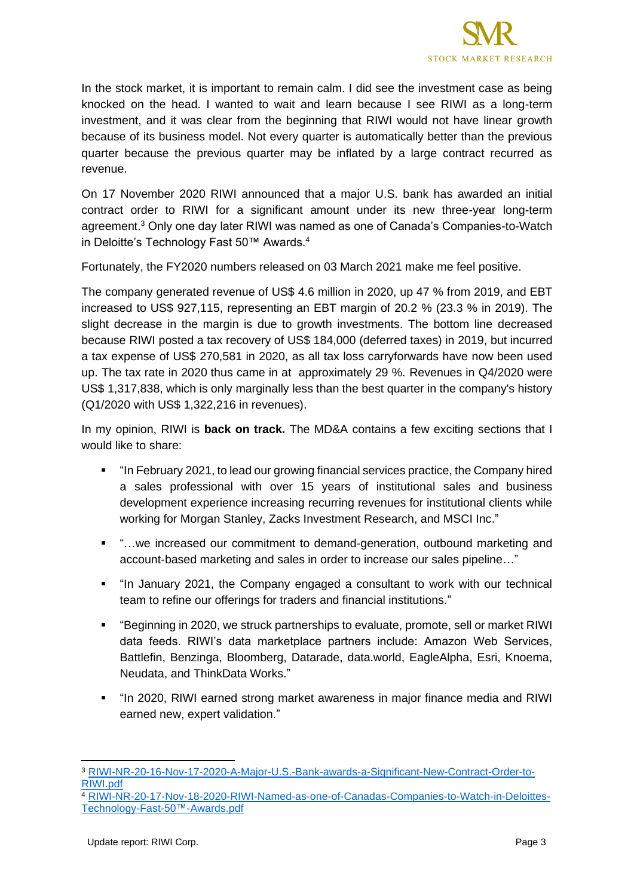In the stock market, it is important to remain calm. I did see the investment case as being knocked on the head. I wanted to wait and learn because I see RIWI as a long-term investment, and it was clear from the beginning that RIWI would not have linear growth because of its business model. Not every quarter is automatically better than the previous quarter because the previous quarter may be inflated by a large contract recurred as revenue.

On 17 November 2020 RIWI announced that a major U.S. bank has awarded an initial contract order to RIWI for a significant amount under its new three-year long-term agreement.[3] Only one day later RIWI was named as one of Canada's Companies-to-Watch in Deloitte's Technology Fast 50™ Awards.[4]

Fortunately, the FY2020 numbers released on 03 March 2021 make me feel positive.

The company generated revenue of US$ 4.6 million in 2020, up 47 % from 2019, and EBT increased to US$ 927,115, representing an EBT margin of 20.2 % (23.3 % in 2019). The slight decrease in the margin is due to growth investments. The bottom line decreased because RIWI posted a tax recovery of US$ 184,000 (deferred taxes) in 2019, but incurred a tax expense of US$ 270,581 in 2020, as all tax loss carryforwards have now been used up. The tax rate in 2020 thus came in at approximately 29 %. Revenues in Q4/2020 were US$ 1,317,838, which is only marginally less than the best quarter in the company's history (Q1/2020 with US$ 1,322,216 in revenues).

In my opinion, RIWI is **back on track.** The MD&A contains a few exciting sections that I would like to share:

- "In February 2021, to lead our growing financial services practice, the Company hired a sales professional with over 15 years of institutional sales and business development experience increasing recurring revenues for institutional clients while working for Morgan Stanley, Zacks Investment Research, and MSCI Inc."
- "…we increased our commitment to demand-generation, outbound marketing and account-based marketing and sales in order to increase our sales pipeline…"
- "In January 2021, the Company engaged a consultant to work with our technical team to refine our offerings for traders and financial institutions."
- "Beginning in 2020, we struck partnerships to evaluate, promote, sell or market RIWI data feeds. RIWI's data marketplace partners include: Amazon Web Services, Battlefin, Benzinga, Bloomberg, Datarade, data.world, EagleAlpha, Esri, Knoema, Neudata, and ThinkData Works."
- "In 2020, RIWI earned strong market awareness in major finance media and RIWI earned new, expert validation."

---

[3] RIWI-NR-20-16-Nov-17-2020-A-Major-U.S.-Bank-awards-a-Significant-New-Contract-Order-to-RIWI.pdf

[4] RIWI-NR-20-17-Nov-18-2020-RIWI-Named-as-one-of-Canadas-Companies-to-Watch-in-Deloittes-Technology-Fast-50™-Awards.pdf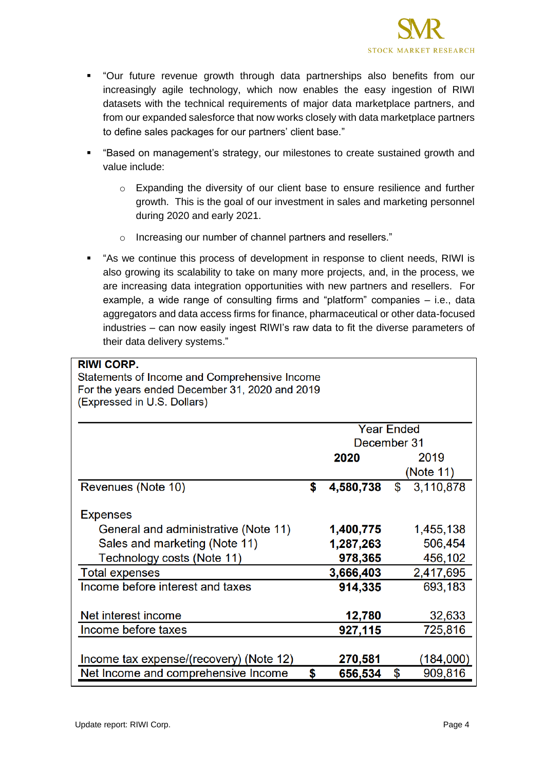- "Our future revenue growth through data partnerships also benefits from our increasingly agile technology, which now enables the easy ingestion of RIWI datasets with the technical requirements of major data marketplace partners, and from our expanded salesforce that now works closely with data marketplace partners to define sales packages for our partners' client base."
- "Based on management's strategy, our milestones to create sustained growth and value include:
  - Expanding the diversity of our client base to ensure resilience and further growth. This is the goal of our investment in sales and marketing personnel during 2020 and early 2021.
  - Increasing our number of channel partners and resellers."
- "As we continue this process of development in response to client needs, RIWI is also growing its scalability to take on many more projects, and, in the process, we are increasing data integration opportunities with new partners and resellers. For example, a wide range of consulting firms and "platform" companies – i.e., data aggregators and data access firms for finance, pharmaceutical or other data-focused industries – can now easily ingest RIWI's raw data to fit the diverse parameters of their data delivery systems."

**RIWI CORP.**
Statements of Income and Comprehensive Income
For the years ended December 31, 2020 and 2019
(Expressed in U.S. Dollars)

| | Year Ended December 31 | |
|---|---|---|
| | **2020** | 2019 (Note 11) |
| Revenues (Note 10) | **$ 4,580,738** | $ 3,110,878 |
| Expenses | | |
| General and administrative (Note 11) | **1,400,775** | 1,455,138 |
| Sales and marketing (Note 11) | **1,287,263** | 506,454 |
| Technology costs (Note 11) | **978,365** | 456,102 |
| Total expenses | **3,666,403** | 2,417,695 |
| Income before interest and taxes | **914,335** | 693,183 |
| Net interest income | **12,780** | 32,633 |
| Income before taxes | **927,115** | 725,816 |
| Income tax expense/(recovery) (Note 12) | **270,581** | (184,000) |
| Net Income and comprehensive Income | **$ 656,534** | $ 909,816 |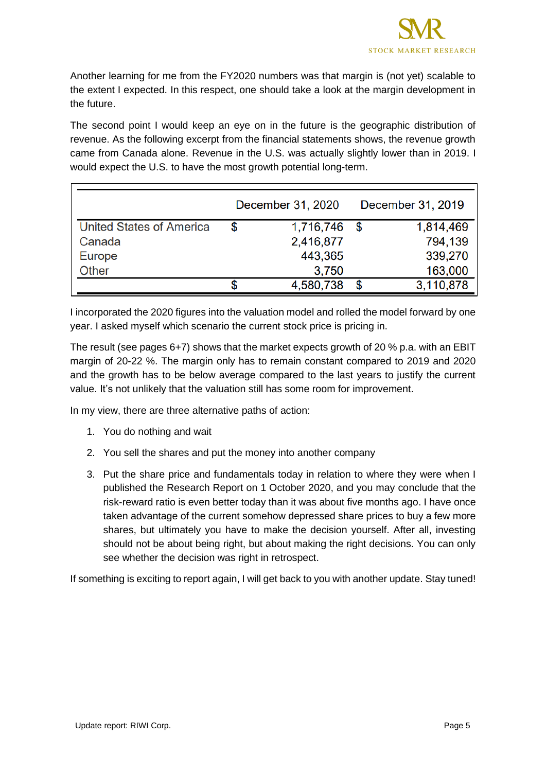Another learning for me from the FY2020 numbers was that margin is (not yet) scalable to the extent I expected. In this respect, one should take a look at the margin development in the future.

The second point I would keep an eye on in the future is the geographic distribution of revenue. As the following excerpt from the financial statements shows, the revenue growth came from Canada alone. Revenue in the U.S. was actually slightly lower than in 2019. I would expect the U.S. to have the most growth potential long-term.

| | December 31, 2020 | December 31, 2019 |
|---|---|---|
| United States of America | $ 1,716,746 | $ 1,814,469 |
| Canada | 2,416,877 | 794,139 |
| Europe | 443,365 | 339,270 |
| Other | 3,750 | 163,000 |
| | $ 4,580,738 | $ 3,110,878 |

I incorporated the 2020 figures into the valuation model and rolled the model forward by one year. I asked myself which scenario the current stock price is pricing in.

The result (see pages 6+7) shows that the market expects growth of 20 % p.a. with an EBIT margin of 20-22 %. The margin only has to remain constant compared to 2019 and 2020 and the growth has to be below average compared to the last years to justify the current value. It's not unlikely that the valuation still has some room for improvement.

In my view, there are three alternative paths of action:

1. You do nothing and wait
2. You sell the shares and put the money into another company
3. Put the share price and fundamentals today in relation to where they were when I published the Research Report on 1 October 2020, and you may conclude that the risk-reward ratio is even better today than it was about five months ago. I have once taken advantage of the current somehow depressed share prices to buy a few more shares, but ultimately you have to make the decision yourself. After all, investing should not be about being right, but about making the right decisions. You can only see whether the decision was right in retrospect.

If something is exciting to report again, I will get back to you with another update. Stay tuned!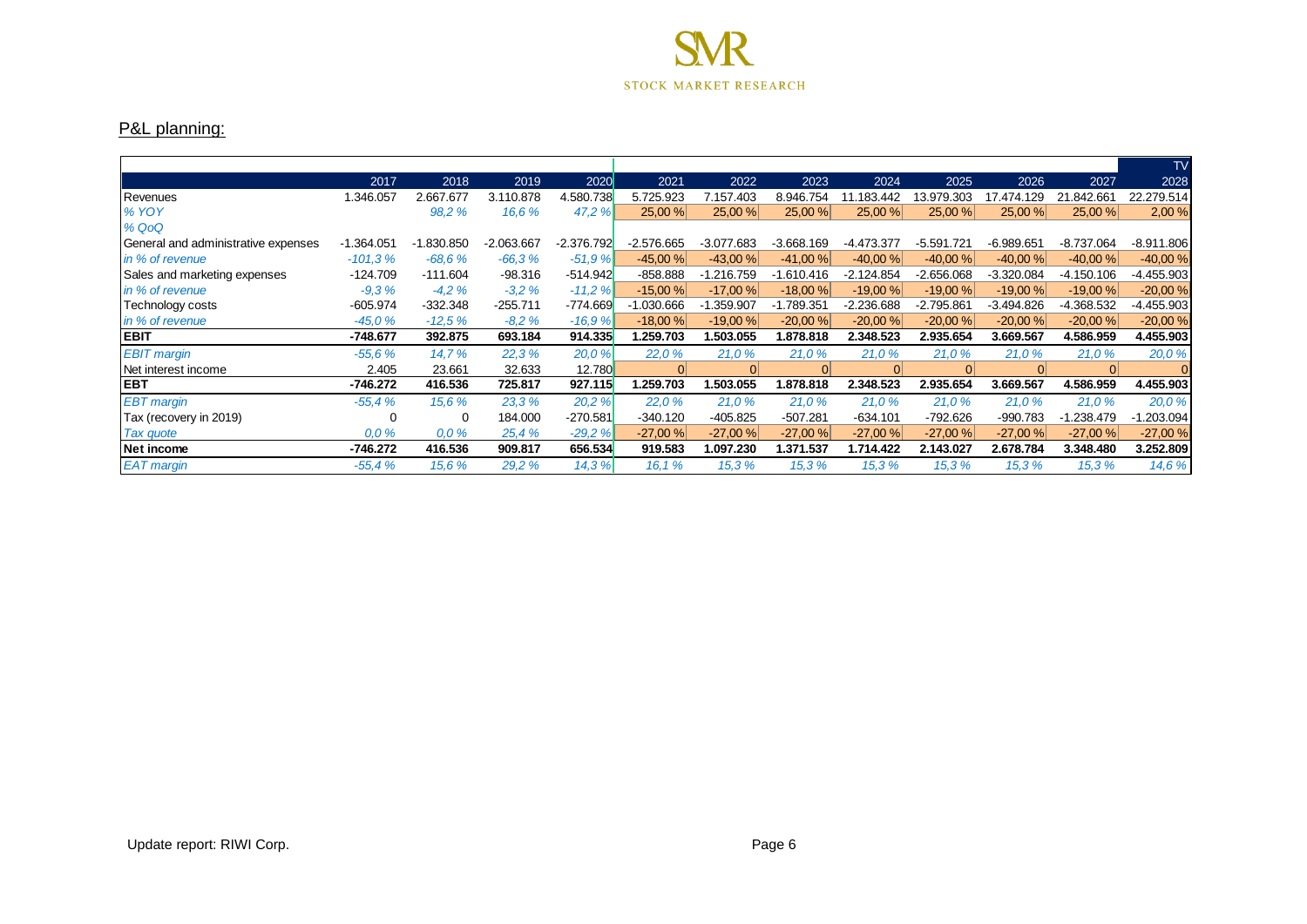## P&L planning:

| | 2017 | 2018 | 2019 | 2020 | 2021 | 2022 | 2023 | 2024 | 2025 | 2026 | 2027 | TV 2028 |
|---|---|---|---|---|---|---|---|---|---|---|---|---|
| Revenues | 1.346.057 | 2.667.677 | 3.110.878 | 4.580.738 | 5.725.923 | 7.157.403 | 8.946.754 | 11.183.442 | 13.979.303 | 17.474.129 | 21.842.661 | 22.279.514 |
| *% YOY* | | *98,2 %* | *16,6 %* | *47,2 %* | 25,00 % | 25,00 % | 25,00 % | 25,00 % | 25,00 % | 25,00 % | 25,00 % | 2,00 % |
| *% QoQ* | | | | | | | | | | | | |
| General and administrative expenses | -1.364.051 | -1.830.850 | -2.063.667 | -2.376.792 | -2.576.665 | -3.077.683 | -3.668.169 | -4.473.377 | -5.591.721 | -6.989.651 | -8.737.064 | -8.911.806 |
| *in % of revenue* | *-101,3 %* | *-68,6 %* | *-66,3 %* | *-51,9 %* | -45,00 % | -43,00 % | -41,00 % | -40,00 % | -40,00 % | -40,00 % | -40,00 % | -40,00 % |
| Sales and marketing expenses | -124.709 | -111.604 | -98.316 | -514.942 | -858.888 | -1.216.759 | -1.610.416 | -2.124.854 | -2.656.068 | -3.320.084 | -4.150.106 | -4.455.903 |
| *in % of revenue* | *-9,3 %* | *-4,2 %* | *-3,2 %* | *-11,2 %* | -15,00 % | -17,00 % | -18,00 % | -19,00 % | -19,00 % | -19,00 % | -19,00 % | -20,00 % |
| Technology costs | -605.974 | -332.348 | -255.711 | -774.669 | -1.030.666 | -1.359.907 | -1.789.351 | -2.236.688 | -2.795.861 | -3.494.826 | -4.368.532 | -4.455.903 |
| *in % of revenue* | *-45,0 %* | *-12,5 %* | *-8,2 %* | *-16,9 %* | -18,00 % | -19,00 % | -20,00 % | -20,00 % | -20,00 % | -20,00 % | -20,00 % | -20,00 % |
| **EBIT** | **-748.677** | **392.875** | **693.184** | **914.335** | **1.259.703** | **1.503.055** | **1.878.818** | **2.348.523** | **2.935.654** | **3.669.567** | **4.586.959** | **4.455.903** |
| *EBIT margin* | *-55,6 %* | *14,7 %* | *22,3 %* | *20,0 %* | *22,0 %* | *21,0 %* | *21,0 %* | *21,0 %* | *21,0 %* | *21,0 %* | *21,0 %* | *20,0 %* |
| Net interest income | 2.405 | 23.661 | 32.633 | 12.780 | 0 | 0 | 0 | 0 | 0 | 0 | 0 | 0 |
| **EBT** | **-746.272** | **416.536** | **725.817** | **927.115** | **1.259.703** | **1.503.055** | **1.878.818** | **2.348.523** | **2.935.654** | **3.669.567** | **4.586.959** | **4.455.903** |
| *EBT margin* | *-55,4 %* | *15,6 %* | *23,3 %* | *20,2 %* | *22,0 %* | *21,0 %* | *21,0 %* | *21,0 %* | *21,0 %* | *21,0 %* | *21,0 %* | *20,0 %* |
| Tax (recovery in 2019) | 0 | 0 | 184.000 | -270.581 | -340.120 | -405.825 | -507.281 | -634.101 | -792.626 | -990.783 | -1.238.479 | -1.203.094 |
| *Tax quote* | *0,0 %* | *0,0 %* | *25,4 %* | *-29,2 %* | -27,00 % | -27,00 % | -27,00 % | -27,00 % | -27,00 % | -27,00 % | -27,00 % | -27,00 % |
| **Net income** | **-746.272** | **416.536** | **909.817** | **656.534** | **919.583** | **1.097.230** | **1.371.537** | **1.714.422** | **2.143.027** | **2.678.784** | **3.348.480** | **3.252.809** |
| *EAT margin* | *-55,4 %* | *15,6 %* | *29,2 %* | *14,3 %* | *16,1 %* | *15,3 %* | *15,3 %* | *15,3 %* | *15,3 %* | *15,3 %* | *15,3 %* | *14,6 %* |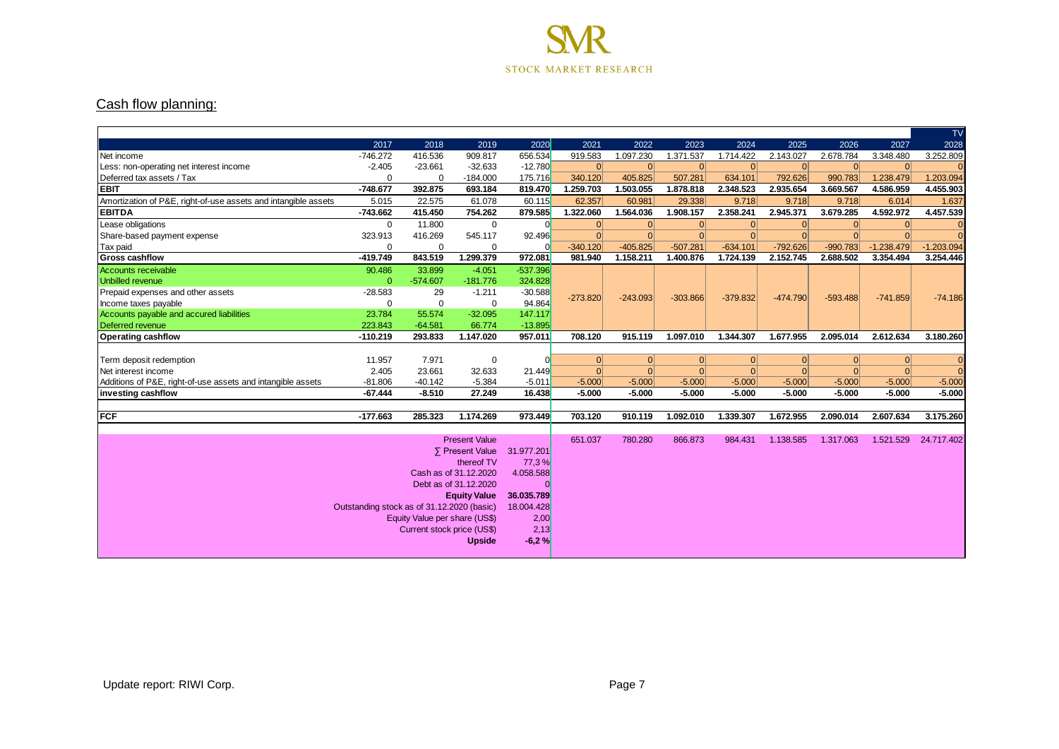## Cash flow planning:

| | 2017 | 2018 | 2019 | 2020 | 2021 | 2022 | 2023 | 2024 | 2025 | 2026 | 2027 | TV 2028 |
|---|---|---|---|---|---|---|---|---|---|---|---|---|
| Net income | -746.272 | 416.536 | 909.817 | 656.534 | 919.583 | 1.097.230 | 1.371.537 | 1.714.422 | 2.143.027 | 2.678.784 | 3.348.480 | 3.252.809 |
| Less: non-operating net interest income | -2.405 | -23.661 | -32.633 | -12.780 | 0 | 0 | 0 | 0 | 0 | 0 | 0 | 0 |
| Deferred tax assets / Tax | 0 | 0 | -184.000 | 175.716 | 340.120 | 405.825 | 507.281 | 634.101 | 792.626 | 990.783 | 1.238.479 | 1.203.094 |
| **EBIT** | **-748.677** | **392.875** | **693.184** | **819.470** | **1.259.703** | **1.503.055** | **1.878.818** | **2.348.523** | **2.935.654** | **3.669.567** | **4.586.959** | **4.455.903** |
| Amortization of P&E, right-of-use assets and intangible assets | 5.015 | 22.575 | 61.078 | 60.115 | 62.357 | 60.981 | 29.338 | 9.718 | 9.718 | 9.718 | 6.014 | 1.637 |
| **EBITDA** | **-743.662** | **415.450** | **754.262** | **879.585** | **1.322.060** | **1.564.036** | **1.908.157** | **2.358.241** | **2.945.371** | **3.679.285** | **4.592.972** | **4.457.539** |
| Lease obligations | 0 | 11.800 | 0 | 0 | 0 | 0 | 0 | 0 | 0 | 0 | 0 | 0 |
| Share-based payment expense | 323.913 | 416.269 | 545.117 | 92.496 | 0 | 0 | 0 | 0 | 0 | 0 | 0 | 0 |
| Tax paid | 0 | 0 | 0 | 0 | -340.120 | -405.825 | -507.281 | -634.101 | -792.626 | -990.783 | -1.238.479 | -1.203.094 |
| **Gross cashflow** | **-419.749** | **843.519** | **1.299.379** | **972.081** | **981.940** | **1.158.211** | **1.400.876** | **1.724.139** | **2.152.745** | **2.688.502** | **3.354.494** | **3.254.446** |
| Accounts receivable | 90.486 | 33.899 | -4.051 | -537.396 | | | | | | | | |
| Unbilled revenue | 0 | -574.607 | -181.776 | 324.828 | | | | | | | | |
| Prepaid expenses and other assets | -28.583 | 29 | -1.211 | -30.588 | -273.820 | -243.093 | -303.866 | -379.832 | -474.790 | -593.488 | -741.859 | -74.186 |
| Income taxes payable | 0 | 0 | 0 | 94.864 | | | | | | | | |
| Accounts payable and accured liabilities | 23.784 | 55.574 | -32.095 | 147.117 | | | | | | | | |
| Deferred revenue | 223.843 | -64.581 | 66.774 | -13.895 | | | | | | | | |
| **Operating cashflow** | **-110.219** | **293.833** | **1.147.020** | **957.011** | **708.120** | **915.119** | **1.097.010** | **1.344.307** | **1.677.955** | **2.095.014** | **2.612.634** | **3.180.260** |
| Term deposit redemption | 11.957 | 7.971 | 0 | 0 | 0 | 0 | 0 | 0 | 0 | 0 | 0 | 0 |
| Net interest income | 2.405 | 23.661 | 32.633 | 21.449 | 0 | 0 | 0 | 0 | 0 | 0 | 0 | 0 |
| Additions of P&E, right-of-use assets and intangible assets | -81.806 | -40.142 | -5.384 | -5.011 | -5.000 | -5.000 | -5.000 | -5.000 | -5.000 | -5.000 | -5.000 | -5.000 |
| **investing cashflow** | **-67.444** | **-8.510** | **27.249** | **16.438** | **-5.000** | **-5.000** | **-5.000** | **-5.000** | **-5.000** | **-5.000** | **-5.000** | **-5.000** |
| **FCF** | **-177.663** | **285.323** | **1.174.269** | **973.449** | **703.120** | **910.119** | **1.092.010** | **1.339.307** | **1.672.955** | **2.090.014** | **2.607.634** | **3.175.260** |
| | | | | | | | | | | | | |
| | | | **Present Value** | | 651.037 | 780.280 | 866.873 | 984.431 | 1.138.585 | 1.317.063 | 1.521.529 | 24.717.402 |
| | | | ∑ Present Value | 31.977.201 | | | | | | | | |
| | | | thereof TV | 77,3 % | | | | | | | | |
| | | | Cash as of 31.12.2020 | 4.058.588 | | | | | | | | |
| | | | Debt as of 31.12.2020 | 0 | | | | | | | | |
| | | | **Equity Value** | **36.035.789** | | | | | | | | |
| | | | Outstanding stock as of 31.12.2020 (basic) | 18.004.428 | | | | | | | | |
| | | | Equity Value per share (US$) | 2,00 | | | | | | | | |
| | | | Current stock price (US$) | 2,13 | | | | | | | | |
| | | | **Upside** | **-6,2 %** | | | | | | | | |

Update report: RIWI Corp.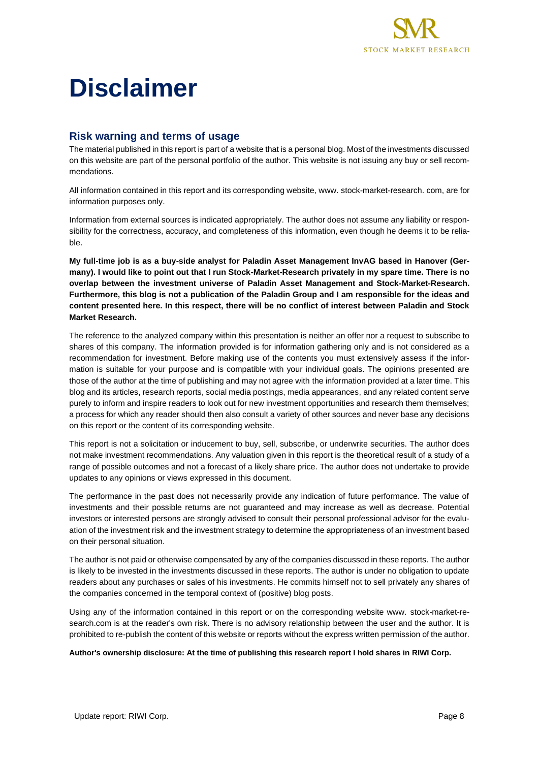# Disclaimer

## Risk warning and terms of usage

The material published in this report is part of a website that is a personal blog. Most of the investments discussed on this website are part of the personal portfolio of the author. This website is not issuing any buy or sell recommendations.

All information contained in this report and its corresponding website, www. stock-market-research. com, are for information purposes only.

Information from external sources is indicated appropriately. The author does not assume any liability or responsibility for the correctness, accuracy, and completeness of this information, even though he deems it to be reliable.

**My full-time job is as a buy-side analyst for Paladin Asset Management InvAG based in Hanover (Germany). I would like to point out that I run Stock-Market-Research privately in my spare time. There is no overlap between the investment universe of Paladin Asset Management and Stock-Market-Research. Furthermore, this blog is not a publication of the Paladin Group and I am responsible for the ideas and content presented here. In this respect, there will be no conflict of interest between Paladin and Stock Market Research.**

The reference to the analyzed company within this presentation is neither an offer nor a request to subscribe to shares of this company. The information provided is for information gathering only and is not considered as a recommendation for investment. Before making use of the contents you must extensively assess if the information is suitable for your purpose and is compatible with your individual goals. The opinions presented are those of the author at the time of publishing and may not agree with the information provided at a later time. This blog and its articles, research reports, social media postings, media appearances, and any related content serve purely to inform and inspire readers to look out for new investment opportunities and research them themselves; a process for which any reader should then also consult a variety of other sources and never base any decisions on this report or the content of its corresponding website.

This report is not a solicitation or inducement to buy, sell, subscribe, or underwrite securities. The author does not make investment recommendations. Any valuation given in this report is the theoretical result of a study of a range of possible outcomes and not a forecast of a likely share price. The author does not undertake to provide updates to any opinions or views expressed in this document.

The performance in the past does not necessarily provide any indication of future performance. The value of investments and their possible returns are not guaranteed and may increase as well as decrease. Potential investors or interested persons are strongly advised to consult their personal professional advisor for the evaluation of the investment risk and the investment strategy to determine the appropriateness of an investment based on their personal situation.

The author is not paid or otherwise compensated by any of the companies discussed in these reports. The author is likely to be invested in the investments discussed in these reports. The author is under no obligation to update readers about any purchases or sales of his investments. He commits himself not to sell privately any shares of the companies concerned in the temporal context of (positive) blog posts.

Using any of the information contained in this report or on the corresponding website www. stock-market-research.com is at the reader's own risk. There is no advisory relationship between the user and the author. It is prohibited to re-publish the content of this website or reports without the express written permission of the author.

**Author's ownership disclosure: At the time of publishing this research report I hold shares in RIWI Corp.**